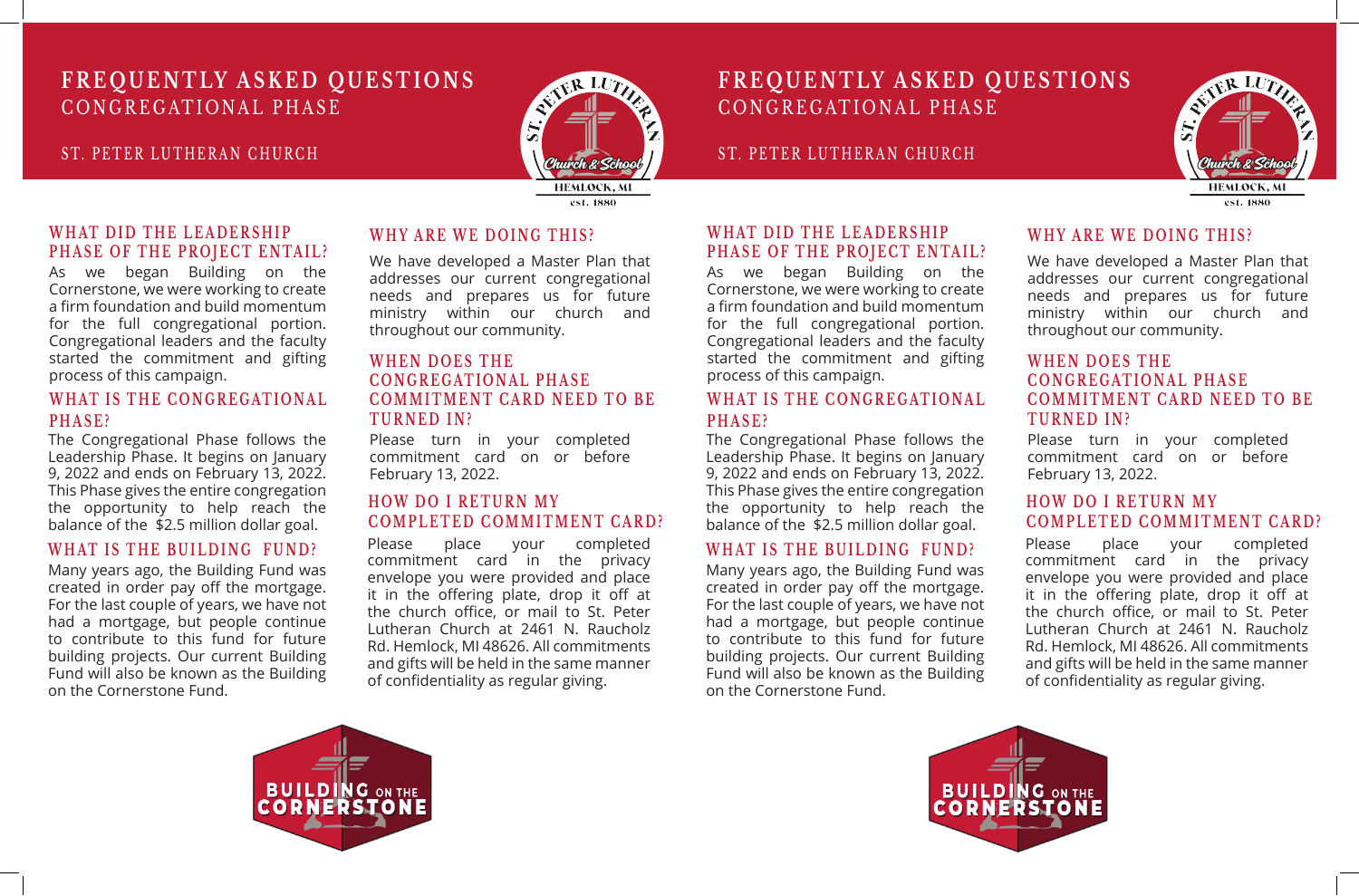# FREQUENTLY ASKED QUESTIONS

## CONGREGATIONAL PHASE

ST. PETER LUTHERAN CHURCH

### WHAT DID THE LEADERSHIP PHASE OF THE PROJECT ENTAIL?

As we began Building on the Cornerstone, we were working to create a firm foundation and build momentum for the full congregational portion. Congregational leaders and the faculty started the commitment and gifting process of this campaign.

### WHAT IS THE CONGREGATIONAL PHASE?

The Congregational Phase follows the Leadership Phase. It begins on January 9, 2022 and ends on February 13, 2022. This Phase gives the entire congregation the opportunity to help reach the balance of the $2.5 million dollar goal.

### WHAT IS THE BUILDING FUND?

Many years ago, the Building Fund was created in order pay off the mortgage. For the last couple of years, we have not had a mortgage, but people continue to contribute to this fund for future building projects. Our current Building Fund will also be known as the Building on the Cornerstone Fund.

### WHY ARE WE DOING THIS?

We have developed a Master Plan that addresses our current congregational needs and prepares us for future ministry within our church and throughout our community.

### WHEN DOES THE CONGREGATIONAL PHASE COMMITMENT CARD NEED TO BE TURNED IN?

Please turn in your completed commitment card on or before February 13, 2022.

### HOW DO I RETURN MY COMPLETED COMMITMENT CARD?

Please place your completed commitment card in the privacy envelope you were provided and place it in the offering plate, drop it off at the church office, or mail to St. Peter Lutheran Church at 2461 N. Raucholz Rd. Hemlock, MI 48626. All commitments and gifts will be held in the same manner of confidentiality as regular giving.

# FREQUENTLY ASKED QUESTIONS

## CONGREGATIONAL PHASE

ST. PETER LUTHERAN CHURCH

### WHAT DID THE LEADERSHIP PHASE OF THE PROJECT ENTAIL?

As we began Building on the Cornerstone, we were working to create a firm foundation and build momentum for the full congregational portion. Congregational leaders and the faculty started the commitment and gifting process of this campaign.

### WHAT IS THE CONGREGATIONAL PHASE?

The Congregational Phase follows the Leadership Phase. It begins on January 9, 2022 and ends on February 13, 2022. This Phase gives the entire congregation the opportunity to help reach the balance of the $2.5 million dollar goal.

### WHAT IS THE BUILDING FUND?

Many years ago, the Building Fund was created in order pay off the mortgage. For the last couple of years, we have not had a mortgage, but people continue to contribute to this fund for future building projects. Our current Building Fund will also be known as the Building on the Cornerstone Fund.

### WHY ARE WE DOING THIS?

We have developed a Master Plan that addresses our current congregational needs and prepares us for future ministry within our church and throughout our community.

### WHEN DOES THE CONGREGATIONAL PHASE COMMITMENT CARD NEED TO BE TURNED IN?

Please turn in your completed commitment card on or before February 13, 2022.

### HOW DO I RETURN MY COMPLETED COMMITMENT CARD?

Please place your completed commitment card in the privacy envelope you were provided and place it in the offering plate, drop it off at the church office, or mail to St. Peter Lutheran Church at 2461 N. Raucholz Rd. Hemlock, MI 48626. All commitments and gifts will be held in the same manner of confidentiality as regular giving.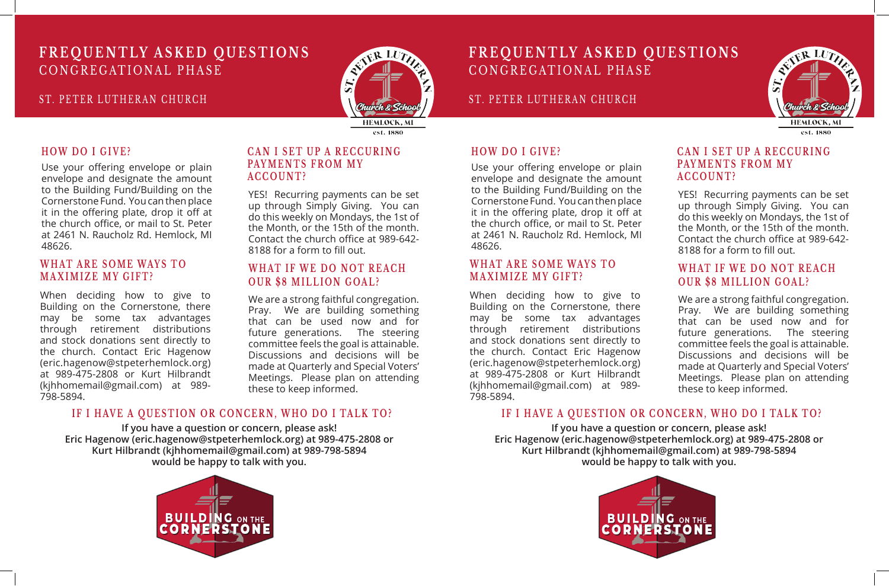# FREQUENTLY ASKED QUESTIONS
## CONGREGATIONAL PHASE

ST. PETER LUTHERAN CHURCH

### HOW DO I GIVE?

Use your offering envelope or plain envelope and designate the amount to the Building Fund/Building on the Cornerstone Fund. You can then place it in the offering plate, drop it off at the church office, or mail to St. Peter at 2461 N. Raucholz Rd. Hemlock, MI 48626.

### WHAT ARE SOME WAYS TO MAXIMIZE MY GIFT?

When deciding how to give to Building on the Cornerstone, there may be some tax advantages through retirement distributions and stock donations sent directly to the church. Contact Eric Hagenow (eric.hagenow@stpeterhemlock.org) at 989-475-2808 or Kurt Hilbrandt (kjhhomemail@gmail.com) at 989-798-5894.

### CAN I SET UP A RECCURING PAYMENTS FROM MY ACCOUNT?

YES! Recurring payments can be set up through Simply Giving. You can do this weekly on Mondays, the 1st of the Month, or the 15th of the month. Contact the church office at 989-642-8188 for a form to fill out.

### WHAT IF WE DO NOT REACH OUR $8 MILLION GOAL?

We are a strong faithful congregation. Pray. We are building something that can be used now and for future generations. The steering committee feels the goal is attainable. Discussions and decisions will be made at Quarterly and Special Voters' Meetings. Please plan on attending these to keep informed.

### IF I HAVE A QUESTION OR CONCERN, WHO DO I TALK TO?

**If you have a question or concern, please ask!**
**Eric Hagenow (eric.hagenow@stpeterhemlock.org) at 989-475-2808 or Kurt Hilbrandt (kjhhomemail@gmail.com) at 989-798-5894 would be happy to talk with you.**

BUILDING ON THE CORNERSTONE